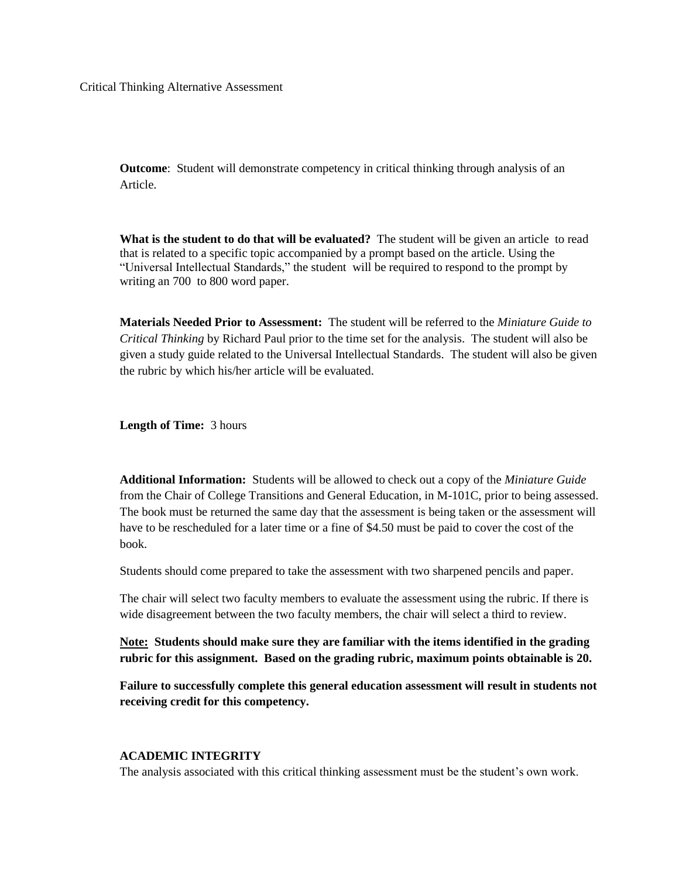Critical Thinking Alternative Assessment

**Outcome**: Student will demonstrate competency in critical thinking through analysis of an Article.

**What is the student to do that will be evaluated?** The student will be given an article to read that is related to a specific topic accompanied by a prompt based on the article. Using the "Universal Intellectual Standards," the student will be required to respond to the prompt by writing an 700 to 800 word paper.

**Materials Needed Prior to Assessment:** The student will be referred to the *Miniature Guide to Critical Thinking* by Richard Paul prior to the time set for the analysis. The student will also be given a study guide related to the Universal Intellectual Standards. The student will also be given the rubric by which his/her article will be evaluated.

**Length of Time:** 3 hours

**Additional Information:** Students will be allowed to check out a copy of the *Miniature Guide* from the Chair of College Transitions and General Education, in M-101C, prior to being assessed. The book must be returned the same day that the assessment is being taken or the assessment will have to be rescheduled for a later time or a fine of $4.50 must be paid to cover the cost of the book.

Students should come prepared to take the assessment with two sharpened pencils and paper.

The chair will select two faculty members to evaluate the assessment using the rubric. If there is wide disagreement between the two faculty members, the chair will select a third to review.

**<u>Note:</u> Students should make sure they are familiar with the items identified in the grading rubric for this assignment. Based on the grading rubric, maximum points obtainable is 20.**

**Failure to successfully complete this general education assessment will result in students not receiving credit for this competency.**

**ACADEMIC INTEGRITY**

The analysis associated with this critical thinking assessment must be the student's own work.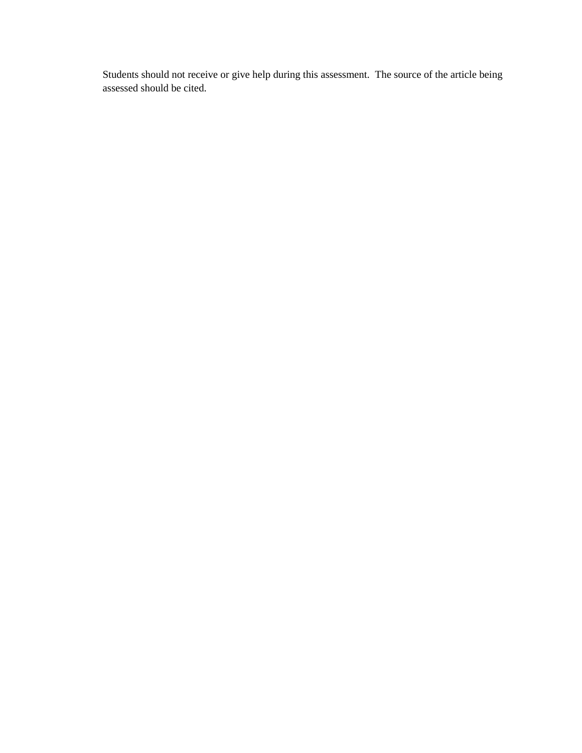Students should not receive or give help during this assessment. The source of the article being assessed should be cited.